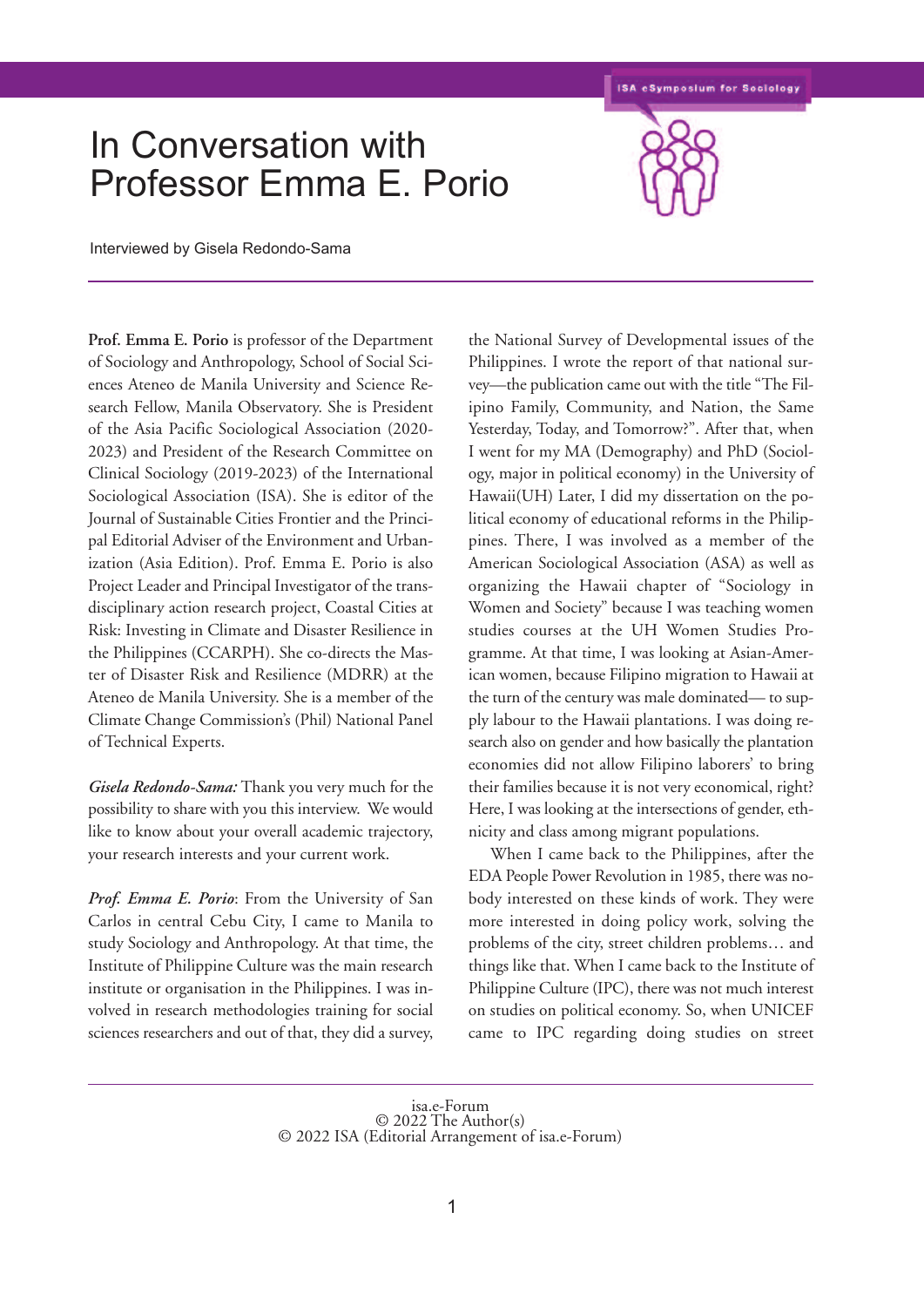# In Conversation with Professor Emma E. Porio

Interviewed by Gisela Redondo-Sama

**Prof. Emma E. Porio** is professor of the Department of Sociology and Anthropology, School of Social Sciences Ateneo de Manila University and Science Research Fellow, Manila Observatory. She is President of the Asia Pacific Sociological Association (2020-2023) and President of the Research Committee on Clinical Sociology (2019-2023) of the International Sociological Association (ISA). She is editor of the Journal of Sustainable Cities Frontier and the Principal Editorial Adviser of the Environment and Urbanization (Asia Edition). Prof. Emma E. Porio is also Project Leader and Principal Investigator of the transdisciplinary action research project, Coastal Cities at Risk: Investing in Climate and Disaster Resilience in the Philippines (CCARPH). She co-directs the Master of Disaster Risk and Resilience (MDRR) at the Ateneo de Manila University. She is a member of the Climate Change Commission's (Phil) National Panel of Technical Experts.

***Gisela Redondo-Sama:*** Thank you very much for the possibility to share with you this interview. We would like to know about your overall academic trajectory, your research interests and your current work.

***Prof. Emma E. Porio***: From the University of San Carlos in central Cebu City, I came to Manila to study Sociology and Anthropology. At that time, the Institute of Philippine Culture was the main research institute or organisation in the Philippines. I was involved in research methodologies training for social sciences researchers and out of that, they did a survey, the National Survey of Developmental issues of the Philippines. I wrote the report of that national survey—the publication came out with the title "The Filipino Family, Community, and Nation, the Same Yesterday, Today, and Tomorrow?". After that, when I went for my MA (Demography) and PhD (Sociology, major in political economy) in the University of Hawaii(UH) Later, I did my dissertation on the political economy of educational reforms in the Philippines. There, I was involved as a member of the American Sociological Association (ASA) as well as organizing the Hawaii chapter of "Sociology in Women and Society" because I was teaching women studies courses at the UH Women Studies Programme. At that time, I was looking at Asian-American women, because Filipino migration to Hawaii at the turn of the century was male dominated— to supply labour to the Hawaii plantations. I was doing research also on gender and how basically the plantation economies did not allow Filipino laborers' to bring their families because it is not very economical, right? Here, I was looking at the intersections of gender, ethnicity and class among migrant populations.

When I came back to the Philippines, after the EDA People Power Revolution in 1985, there was nobody interested on these kinds of work. They were more interested in doing policy work, solving the problems of the city, street children problems… and things like that. When I came back to the Institute of Philippine Culture (IPC), there was not much interest on studies on political economy. So, when UNICEF came to IPC regarding doing studies on street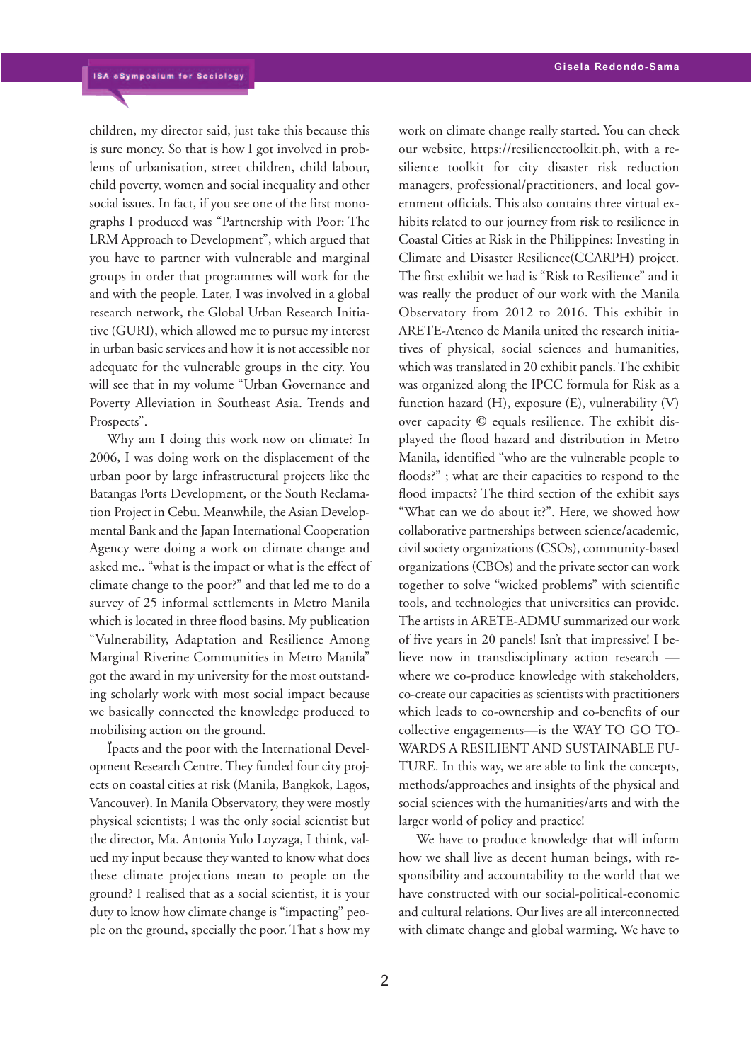children, my director said, just take this because this is sure money. So that is how I got involved in problems of urbanisation, street children, child labour, child poverty, women and social inequality and other social issues. In fact, if you see one of the first monographs I produced was "Partnership with Poor: The LRM Approach to Development", which argued that you have to partner with vulnerable and marginal groups in order that programmes will work for the and with the people. Later, I was involved in a global research network, the Global Urban Research Initiative (GURI), which allowed me to pursue my interest in urban basic services and how it is not accessible nor adequate for the vulnerable groups in the city. You will see that in my volume "Urban Governance and Poverty Alleviation in Southeast Asia. Trends and Prospects".

Why am I doing this work now on climate? In 2006, I was doing work on the displacement of the urban poor by large infrastructural projects like the Batangas Ports Development, or the South Reclamation Project in Cebu. Meanwhile, the Asian Developmental Bank and the Japan International Cooperation Agency were doing a work on climate change and asked me.. "what is the impact or what is the effect of climate change to the poor?" and that led me to do a survey of 25 informal settlements in Metro Manila which is located in three flood basins. My publication "Vulnerability, Adaptation and Resilience Among Marginal Riverine Communities in Metro Manila" got the award in my university for the most outstanding scholarly work with most social impact because we basically connected the knowledge produced to mobilising action on the ground.

Ïpacts and the poor with the International Development Research Centre. They funded four city projects on coastal cities at risk (Manila, Bangkok, Lagos, Vancouver). In Manila Observatory, they were mostly physical scientists; I was the only social scientist but the director, Ma. Antonia Yulo Loyzaga, I think, valued my input because they wanted to know what does these climate projections mean to people on the ground? I realised that as a social scientist, it is your duty to know how climate change is "impacting" people on the ground, specially the poor. That s how my work on climate change really started. You can check our website, https://resiliencetoolkit.ph, with a resilience toolkit for city disaster risk reduction managers, professional/practitioners, and local government officials. This also contains three virtual exhibits related to our journey from risk to resilience in Coastal Cities at Risk in the Philippines: Investing in Climate and Disaster Resilience(CCARPH) project. The first exhibit we had is "Risk to Resilience" and it was really the product of our work with the Manila Observatory from 2012 to 2016. This exhibit in ARETE-Ateneo de Manila united the research initiatives of physical, social sciences and humanities, which was translated in 20 exhibit panels. The exhibit was organized along the IPCC formula for Risk as a function hazard (H), exposure (E), vulnerability (V) over capacity © equals resilience. The exhibit displayed the flood hazard and distribution in Metro Manila, identified "who are the vulnerable people to floods?" ; what are their capacities to respond to the flood impacts? The third section of the exhibit says "What can we do about it?". Here, we showed how collaborative partnerships between science/academic, civil society organizations (CSOs), community-based organizations (CBOs) and the private sector can work together to solve "wicked problems" with scientific tools, and technologies that universities can provide. The artists in ARETE-ADMU summarized our work of five years in 20 panels! Isn't that impressive! I believe now in transdisciplinary action research — where we co-produce knowledge with stakeholders, co-create our capacities as scientists with practitioners which leads to co-ownership and co-benefits of our collective engagements—is the WAY TO GO TOWARDS A RESILIENT AND SUSTAINABLE FUTURE. In this way, we are able to link the concepts, methods/approaches and insights of the physical and social sciences with the humanities/arts and with the larger world of policy and practice!

We have to produce knowledge that will inform how we shall live as decent human beings, with responsibility and accountability to the world that we have constructed with our social-political-economic and cultural relations. Our lives are all interconnected with climate change and global warming. We have to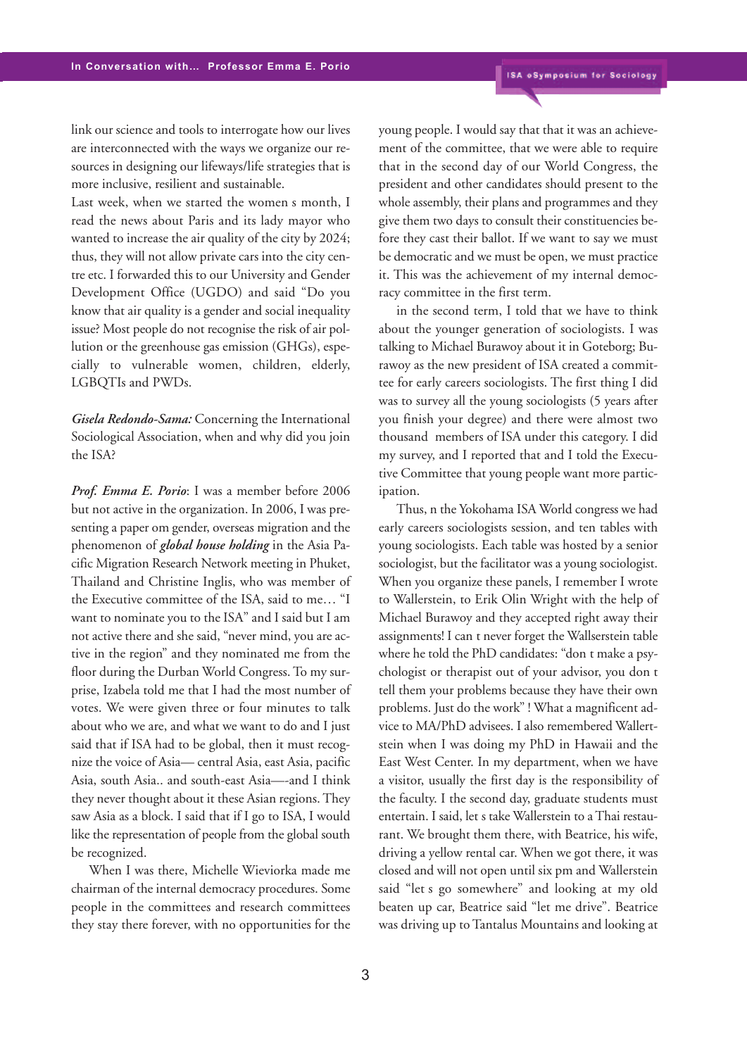link our science and tools to interrogate how our lives are interconnected with the ways we organize our resources in designing our lifeways/life strategies that is more inclusive, resilient and sustainable.

Last week, when we started the women s month, I read the news about Paris and its lady mayor who wanted to increase the air quality of the city by 2024; thus, they will not allow private cars into the city centre etc. I forwarded this to our University and Gender Development Office (UGDO) and said "Do you know that air quality is a gender and social inequality issue? Most people do not recognise the risk of air pollution or the greenhouse gas emission (GHGs), especially to vulnerable women, children, elderly, LGBQTIs and PWDs.

***Gisela Redondo-Sama:*** Concerning the International Sociological Association, when and why did you join the ISA?

***Prof. Emma E. Porio***: I was a member before 2006 but not active in the organization. In 2006, I was presenting a paper om gender, overseas migration and the phenomenon of ***global house holding*** in the Asia Pacific Migration Research Network meeting in Phuket, Thailand and Christine Inglis, who was member of the Executive committee of the ISA, said to me… "I want to nominate you to the ISA" and I said but I am not active there and she said, "never mind, you are active in the region" and they nominated me from the floor during the Durban World Congress. To my surprise, Izabela told me that I had the most number of votes. We were given three or four minutes to talk about who we are, and what we want to do and I just said that if ISA had to be global, then it must recognize the voice of Asia— central Asia, east Asia, pacific Asia, south Asia.. and south-east Asia—-and I think they never thought about it these Asian regions. They saw Asia as a block. I said that if I go to ISA, I would like the representation of people from the global south be recognized.

When I was there, Michelle Wieviorka made me chairman of the internal democracy procedures. Some people in the committees and research committees they stay there forever, with no opportunities for the young people. I would say that that it was an achievement of the committee, that we were able to require that in the second day of our World Congress, the president and other candidates should present to the whole assembly, their plans and programmes and they give them two days to consult their constituencies before they cast their ballot. If we want to say we must be democratic and we must be open, we must practice it. This was the achievement of my internal democracy committee in the first term.

in the second term, I told that we have to think about the younger generation of sociologists. I was talking to Michael Burawoy about it in Goteborg; Burawoy as the new president of ISA created a committee for early careers sociologists. The first thing I did was to survey all the young sociologists (5 years after you finish your degree) and there were almost two thousand members of ISA under this category. I did my survey, and I reported that and I told the Executive Committee that young people want more participation.

Thus, n the Yokohama ISA World congress we had early careers sociologists session, and ten tables with young sociologists. Each table was hosted by a senior sociologist, but the facilitator was a young sociologist. When you organize these panels, I remember I wrote to Wallerstein, to Erik Olin Wright with the help of Michael Burawoy and they accepted right away their assignments! I can t never forget the Wallserstein table where he told the PhD candidates: "don t make a psychologist or therapist out of your advisor, you don t tell them your problems because they have their own problems. Just do the work" ! What a magnificent advice to MA/PhD advisees. I also remembered Wallertstein when I was doing my PhD in Hawaii and the East West Center. In my department, when we have a visitor, usually the first day is the responsibility of the faculty. I the second day, graduate students must entertain. I said, let s take Wallerstein to a Thai restaurant. We brought them there, with Beatrice, his wife, driving a yellow rental car. When we got there, it was closed and will not open until six pm and Wallerstein said "let s go somewhere" and looking at my old beaten up car, Beatrice said "let me drive". Beatrice was driving up to Tantalus Mountains and looking at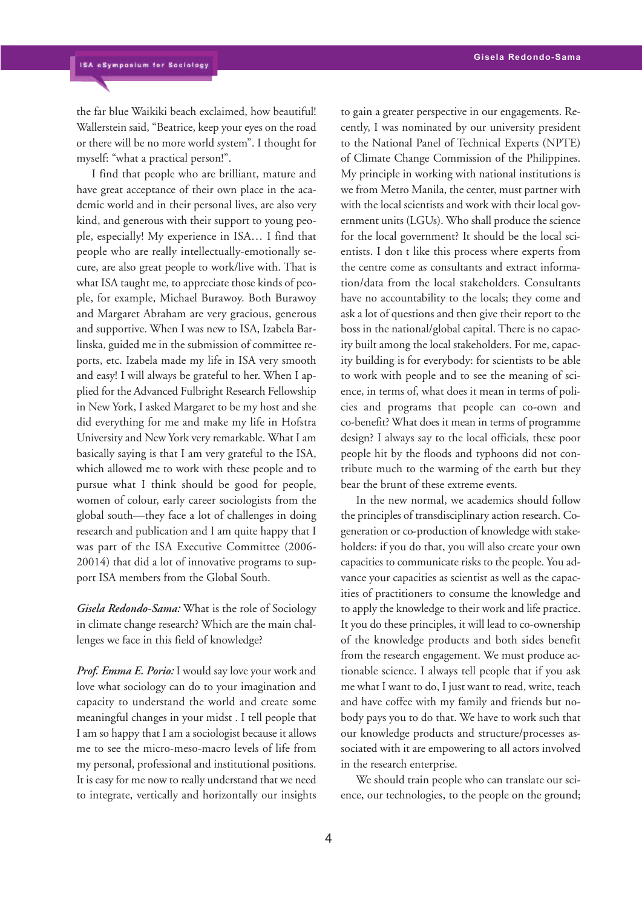the far blue Waikiki beach exclaimed, how beautiful! Wallerstein said, "Beatrice, keep your eyes on the road or there will be no more world system". I thought for myself: "what a practical person!".

I find that people who are brilliant, mature and have great acceptance of their own place in the academic world and in their personal lives, are also very kind, and generous with their support to young people, especially! My experience in ISA… I find that people who are really intellectually-emotionally secure, are also great people to work/live with. That is what ISA taught me, to appreciate those kinds of people, for example, Michael Burawoy. Both Burawoy and Margaret Abraham are very gracious, generous and supportive. When I was new to ISA, Izabela Barlinska, guided me in the submission of committee reports, etc. Izabela made my life in ISA very smooth and easy! I will always be grateful to her. When I applied for the Advanced Fulbright Research Fellowship in New York, I asked Margaret to be my host and she did everything for me and make my life in Hofstra University and New York very remarkable. What I am basically saying is that I am very grateful to the ISA, which allowed me to work with these people and to pursue what I think should be good for people, women of colour, early career sociologists from the global south—they face a lot of challenges in doing research and publication and I am quite happy that I was part of the ISA Executive Committee (2006-20014) that did a lot of innovative programs to support ISA members from the Global South.

***Gisela Redondo-Sama:*** What is the role of Sociology in climate change research? Which are the main challenges we face in this field of knowledge?

***Prof. Emma E. Porio:*** I would say love your work and love what sociology can do to your imagination and capacity to understand the world and create some meaningful changes in your midst . I tell people that I am so happy that I am a sociologist because it allows me to see the micro-meso-macro levels of life from my personal, professional and institutional positions. It is easy for me now to really understand that we need to integrate, vertically and horizontally our insights to gain a greater perspective in our engagements. Recently, I was nominated by our university president to the National Panel of Technical Experts (NPTE) of Climate Change Commission of the Philippines. My principle in working with national institutions is we from Metro Manila, the center, must partner with with the local scientists and work with their local government units (LGUs). Who shall produce the science for the local government? It should be the local scientists. I don t like this process where experts from the centre come as consultants and extract information/data from the local stakeholders. Consultants have no accountability to the locals; they come and ask a lot of questions and then give their report to the boss in the national/global capital. There is no capacity built among the local stakeholders. For me, capacity building is for everybody: for scientists to be able to work with people and to see the meaning of science, in terms of, what does it mean in terms of policies and programs that people can co-own and co-benefit? What does it mean in terms of programme design? I always say to the local officials, these poor people hit by the floods and typhoons did not contribute much to the warming of the earth but they bear the brunt of these extreme events.

In the new normal, we academics should follow the principles of transdisciplinary action research. Co-generation or co-production of knowledge with stakeholders: if you do that, you will also create your own capacities to communicate risks to the people. You advance your capacities as scientist as well as the capacities of practitioners to consume the knowledge and to apply the knowledge to their work and life practice. It you do these principles, it will lead to co-ownership of the knowledge products and both sides benefit from the research engagement. We must produce actionable science. I always tell people that if you ask me what I want to do, I just want to read, write, teach and have coffee with my family and friends but nobody pays you to do that. We have to work such that our knowledge products and structure/processes associated with it are empowering to all actors involved in the research enterprise.

We should train people who can translate our science, our technologies, to the people on the ground;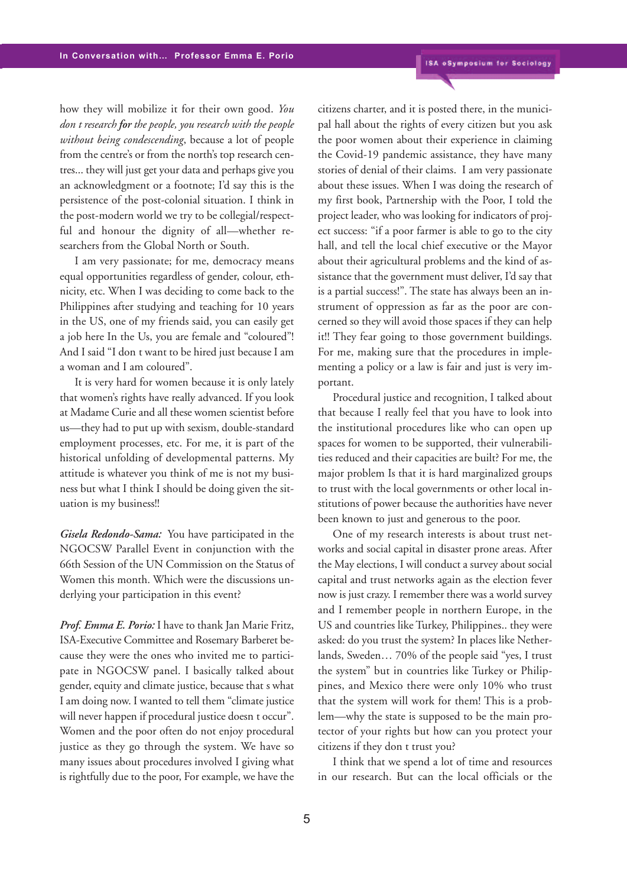how they will mobilize it for their own good. *You don t research **for** the people, you research with the people without being condescending*, because a lot of people from the centre's or from the north's top research centres... they will just get your data and perhaps give you an acknowledgment or a footnote; I'd say this is the persistence of the post-colonial situation. I think in the post-modern world we try to be collegial/respectful and honour the dignity of all—whether researchers from the Global North or South.

I am very passionate; for me, democracy means equal opportunities regardless of gender, colour, ethnicity, etc. When I was deciding to come back to the Philippines after studying and teaching for 10 years in the US, one of my friends said, you can easily get a job here In the Us, you are female and "coloured"! And I said "I don t want to be hired just because I am a woman and I am coloured".

It is very hard for women because it is only lately that women's rights have really advanced. If you look at Madame Curie and all these women scientist before us—they had to put up with sexism, double-standard employment processes, etc. For me, it is part of the historical unfolding of developmental patterns. My attitude is whatever you think of me is not my business but what I think I should be doing given the situation is my business!!

***Gisela Redondo-Sama:*** You have participated in the NGOCSW Parallel Event in conjunction with the 66th Session of the UN Commission on the Status of Women this month. Which were the discussions underlying your participation in this event?

***Prof. Emma E. Porio:*** I have to thank Jan Marie Fritz, ISA-Executive Committee and Rosemary Barberet because they were the ones who invited me to participate in NGOCSW panel. I basically talked about gender, equity and climate justice, because that s what I am doing now. I wanted to tell them "climate justice will never happen if procedural justice doesn t occur". Women and the poor often do not enjoy procedural justice as they go through the system. We have so many issues about procedures involved I giving what is rightfully due to the poor, For example, we have the citizens charter, and it is posted there, in the municipal hall about the rights of every citizen but you ask the poor women about their experience in claiming the Covid-19 pandemic assistance, they have many stories of denial of their claims. I am very passionate about these issues. When I was doing the research of my first book, Partnership with the Poor, I told the project leader, who was looking for indicators of project success: "if a poor farmer is able to go to the city hall, and tell the local chief executive or the Mayor about their agricultural problems and the kind of assistance that the government must deliver, I'd say that is a partial success!". The state has always been an instrument of oppression as far as the poor are concerned so they will avoid those spaces if they can help it!! They fear going to those government buildings. For me, making sure that the procedures in implementing a policy or a law is fair and just is very important.

Procedural justice and recognition, I talked about that because I really feel that you have to look into the institutional procedures like who can open up spaces for women to be supported, their vulnerabilities reduced and their capacities are built? For me, the major problem Is that it is hard marginalized groups to trust with the local governments or other local institutions of power because the authorities have never been known to just and generous to the poor.

One of my research interests is about trust networks and social capital in disaster prone areas. After the May elections, I will conduct a survey about social capital and trust networks again as the election fever now is just crazy. I remember there was a world survey and I remember people in northern Europe, in the US and countries like Turkey, Philippines.. they were asked: do you trust the system? In places like Netherlands, Sweden… 70% of the people said "yes, I trust the system" but in countries like Turkey or Philippines, and Mexico there were only 10% who trust that the system will work for them! This is a problem—why the state is supposed to be the main protector of your rights but how can you protect your citizens if they don t trust you?

I think that we spend a lot of time and resources in our research. But can the local officials or the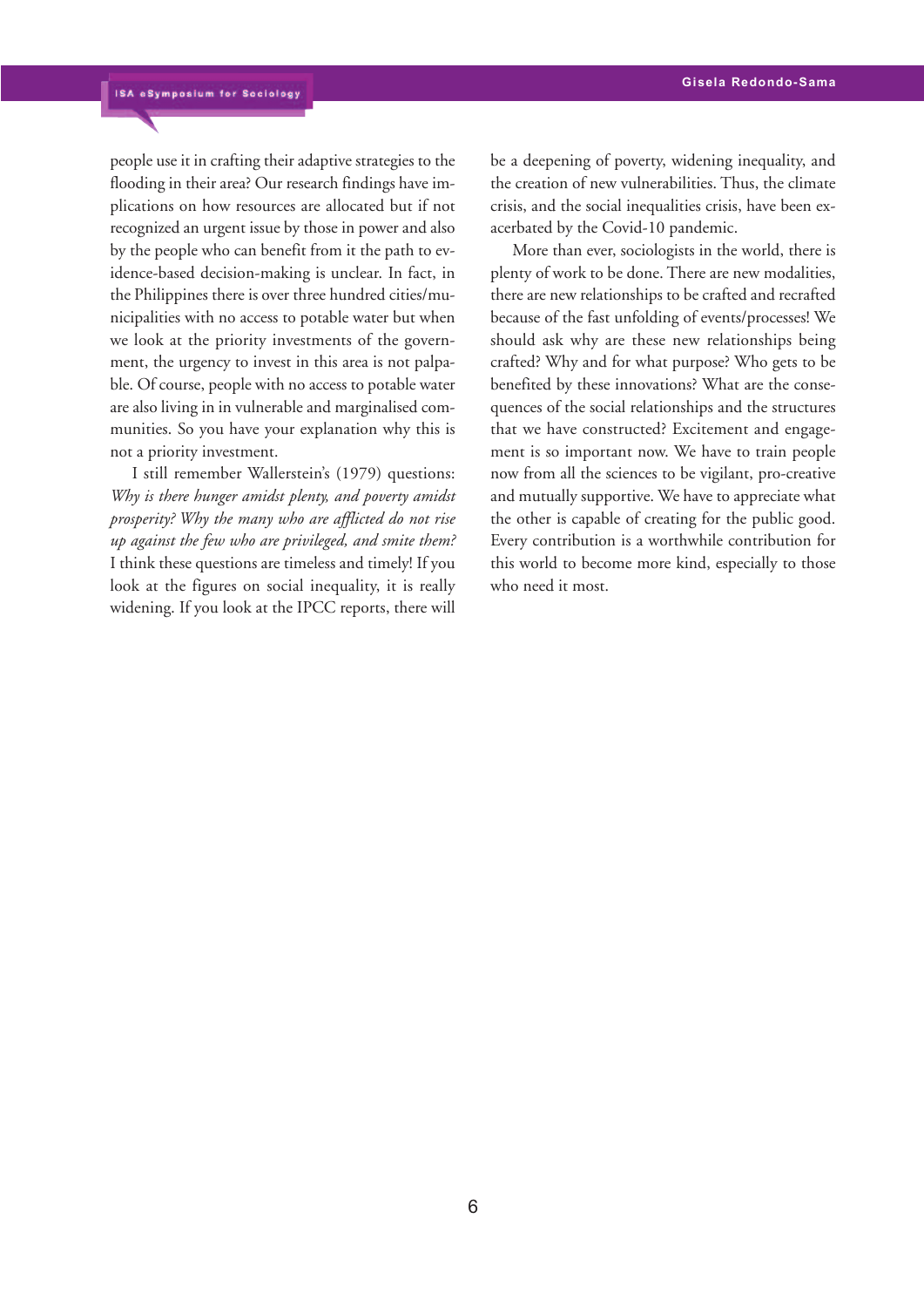people use it in crafting their adaptive strategies to the flooding in their area? Our research findings have implications on how resources are allocated but if not recognized an urgent issue by those in power and also by the people who can benefit from it the path to evidence-based decision-making is unclear. In fact, in the Philippines there is over three hundred cities/municipalities with no access to potable water but when we look at the priority investments of the government, the urgency to invest in this area is not palpable. Of course, people with no access to potable water are also living in in vulnerable and marginalised communities. So you have your explanation why this is not a priority investment.

I still remember Wallerstein's (1979) questions: *Why is there hunger amidst plenty, and poverty amidst prosperity? Why the many who are afflicted do not rise up against the few who are privileged, and smite them?* I think these questions are timeless and timely! If you look at the figures on social inequality, it is really widening. If you look at the IPCC reports, there will be a deepening of poverty, widening inequality, and the creation of new vulnerabilities. Thus, the climate crisis, and the social inequalities crisis, have been exacerbated by the Covid-10 pandemic.

More than ever, sociologists in the world, there is plenty of work to be done. There are new modalities, there are new relationships to be crafted and recrafted because of the fast unfolding of events/processes! We should ask why are these new relationships being crafted? Why and for what purpose? Who gets to be benefited by these innovations? What are the consequences of the social relationships and the structures that we have constructed? Excitement and engagement is so important now. We have to train people now from all the sciences to be vigilant, pro-creative and mutually supportive. We have to appreciate what the other is capable of creating for the public good. Every contribution is a worthwhile contribution for this world to become more kind, especially to those who need it most.